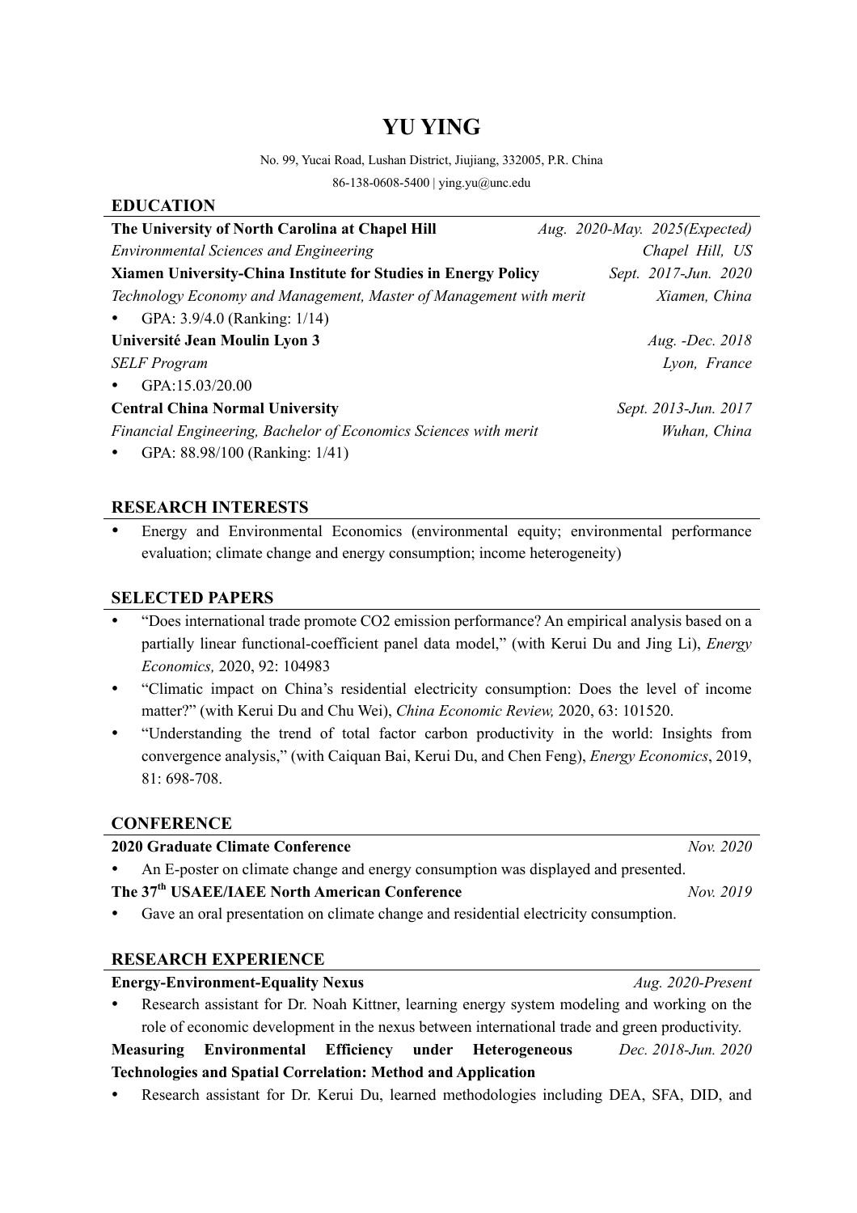# YU YING

No. 99, Yucai Road, Lushan District, Jiujiang, 332005, P.R. China

86-138-0608-5400 | ying.yu@unc.edu

## EDUCATION

**The University of North Carolina at Chapel Hill** — *Aug. 2020-May. 2025(Expected)*

*Environmental Sciences and Engineering* — *Chapel Hill, US*

**Xiamen University-China Institute for Studies in Energy Policy** — *Sept. 2017-Jun. 2020*

*Technology Economy and Management, Master of Management with merit* — *Xiamen, China*

- GPA: 3.9/4.0 (Ranking: 1/14)

**Université Jean Moulin Lyon 3** — *Aug. -Dec. 2018*

*SELF Program* — *Lyon, France*

- GPA:15.03/20.00

**Central China Normal University** — *Sept. 2013-Jun. 2017*

*Financial Engineering, Bachelor of Economics Sciences with merit* — *Wuhan, China*

- GPA: 88.98/100 (Ranking: 1/41)

## RESEARCH INTERESTS

- Energy and Environmental Economics (environmental equity; environmental performance evaluation; climate change and energy consumption; income heterogeneity)

## SELECTED PAPERS

- "Does international trade promote CO2 emission performance? An empirical analysis based on a partially linear functional-coefficient panel data model," (with Kerui Du and Jing Li), *Energy Economics,* 2020, 92: 104983
- "Climatic impact on China's residential electricity consumption: Does the level of income matter?" (with Kerui Du and Chu Wei), *China Economic Review,* 2020, 63: 101520.
- "Understanding the trend of total factor carbon productivity in the world: Insights from convergence analysis," (with Caiquan Bai, Kerui Du, and Chen Feng), *Energy Economics*, 2019, 81: 698-708.

## CONFERENCE

**2020 Graduate Climate Conference** — *Nov. 2020*

- An E-poster on climate change and energy consumption was displayed and presented.

**The 37th USAEE/IAEE North American Conference** — *Nov. 2019*

- Gave an oral presentation on climate change and residential electricity consumption.

## RESEARCH EXPERIENCE

**Energy-Environment-Equality Nexus** — *Aug. 2020-Present*

- Research assistant for Dr. Noah Kittner, learning energy system modeling and working on the role of economic development in the nexus between international trade and green productivity.

**Measuring Environmental Efficiency under Heterogeneous Technologies and Spatial Correlation: Method and Application** — *Dec. 2018-Jun. 2020*

- Research assistant for Dr. Kerui Du, learned methodologies including DEA, SFA, DID, and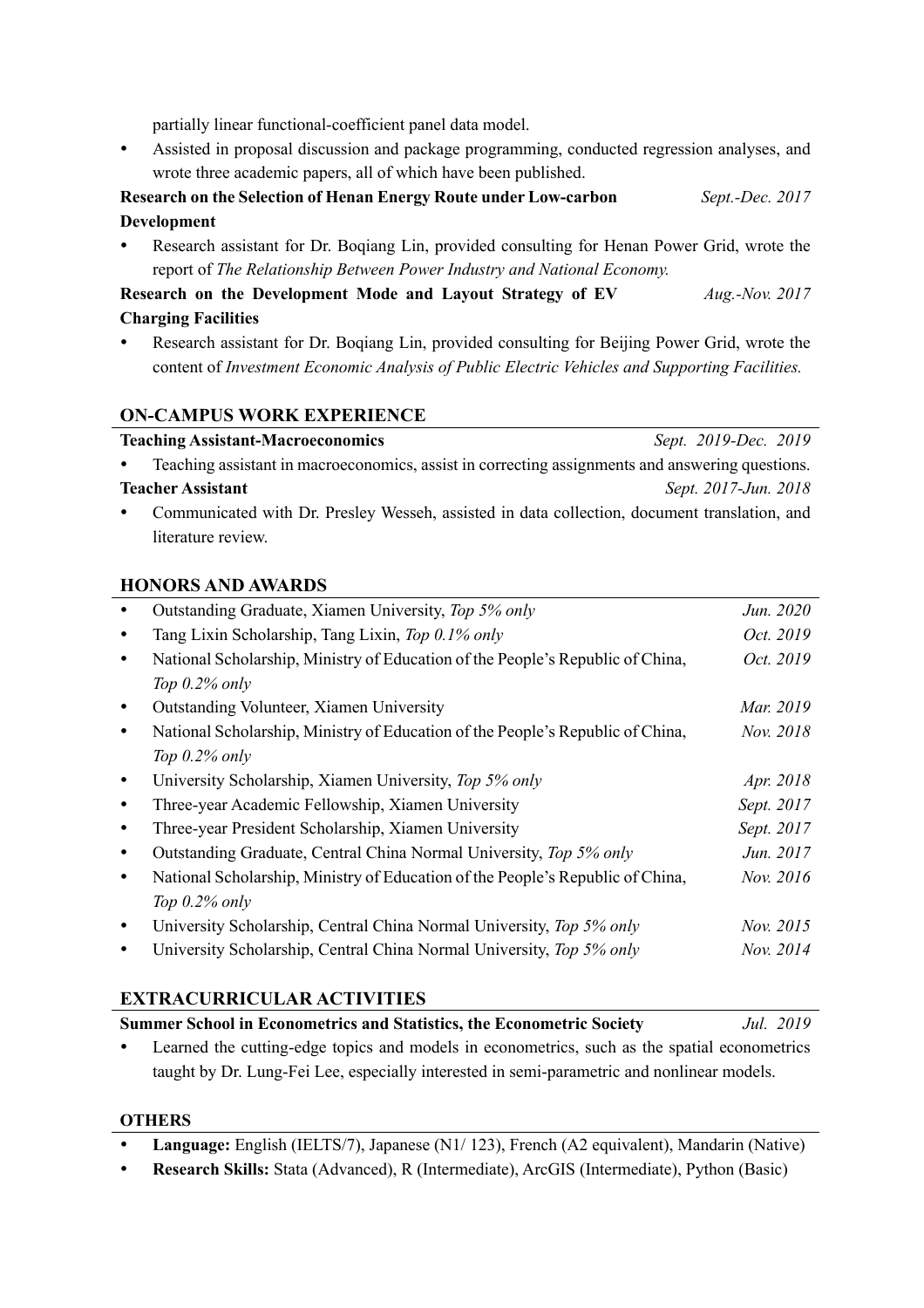partially linear functional-coefficient panel data model.

- Assisted in proposal discussion and package programming, conducted regression analyses, and wrote three academic papers, all of which have been published.

**Research on the Selection of Henan Energy Route under Low-carbon Development** *Sept.-Dec. 2017*

- Research assistant for Dr. Boqiang Lin, provided consulting for Henan Power Grid, wrote the report of *The Relationship Between Power Industry and National Economy.*

**Research on the Development Mode and Layout Strategy of EV Charging Facilities** *Aug.-Nov. 2017*

- Research assistant for Dr. Boqiang Lin, provided consulting for Beijing Power Grid, wrote the content of *Investment Economic Analysis of Public Electric Vehicles and Supporting Facilities.*

## ON-CAMPUS WORK EXPERIENCE

**Teaching Assistant-Macroeconomics** *Sept. 2019-Dec. 2019*

- Teaching assistant in macroeconomics, assist in correcting assignments and answering questions.

**Teacher Assistant** *Sept. 2017-Jun. 2018*

- Communicated with Dr. Presley Wesseh, assisted in data collection, document translation, and literature review.

## HONORS AND AWARDS

- Outstanding Graduate, Xiamen University, *Top 5% only* *Jun. 2020*
- Tang Lixin Scholarship, Tang Lixin, *Top 0.1% only* *Oct. 2019*
- National Scholarship, Ministry of Education of the People's Republic of China, *Top 0.2% only* *Oct. 2019*
- Outstanding Volunteer, Xiamen University *Mar. 2019*
- National Scholarship, Ministry of Education of the People's Republic of China, *Top 0.2% only* *Nov. 2018*
- University Scholarship, Xiamen University, *Top 5% only* *Apr. 2018*
- Three-year Academic Fellowship, Xiamen University *Sept. 2017*
- Three-year President Scholarship, Xiamen University *Sept. 2017*
- Outstanding Graduate, Central China Normal University, *Top 5% only* *Jun. 2017*
- National Scholarship, Ministry of Education of the People's Republic of China, *Top 0.2% only* *Nov. 2016*
- University Scholarship, Central China Normal University, *Top 5% only* *Nov. 2015*
- University Scholarship, Central China Normal University, *Top 5% only* *Nov. 2014*

## EXTRACURRICULAR ACTIVITIES

**Summer School in Econometrics and Statistics, the Econometric Society** *Jul. 2019*

- Learned the cutting-edge topics and models in econometrics, such as the spatial econometrics taught by Dr. Lung-Fei Lee, especially interested in semi-parametric and nonlinear models.

## OTHERS

- **Language:** English (IELTS/7), Japanese (N1/ 123), French (A2 equivalent), Mandarin (Native)
- **Research Skills:** Stata (Advanced), R (Intermediate), ArcGIS (Intermediate), Python (Basic)